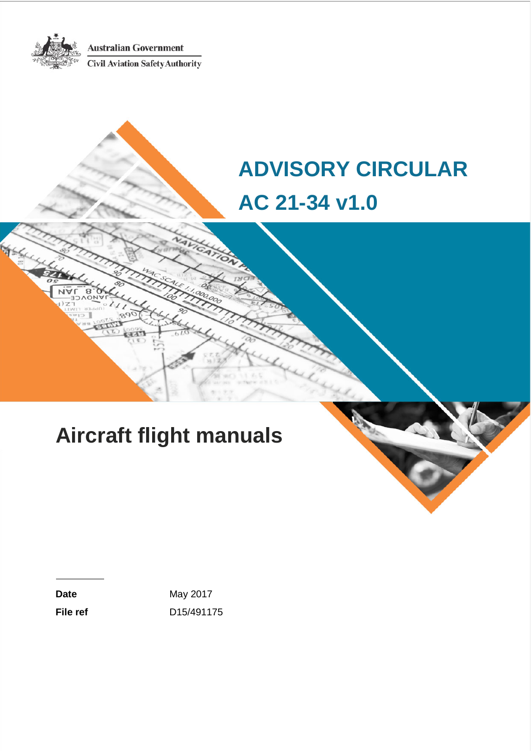Australian Government

Civil Aviation Safety Authority

# ADVISORY CIRCULAR

# AC 21-34 v1.0

# Aircraft flight manuals

| | |
|---|---|
| **Date** | May 2017 |
| **File ref** | D15/491175 |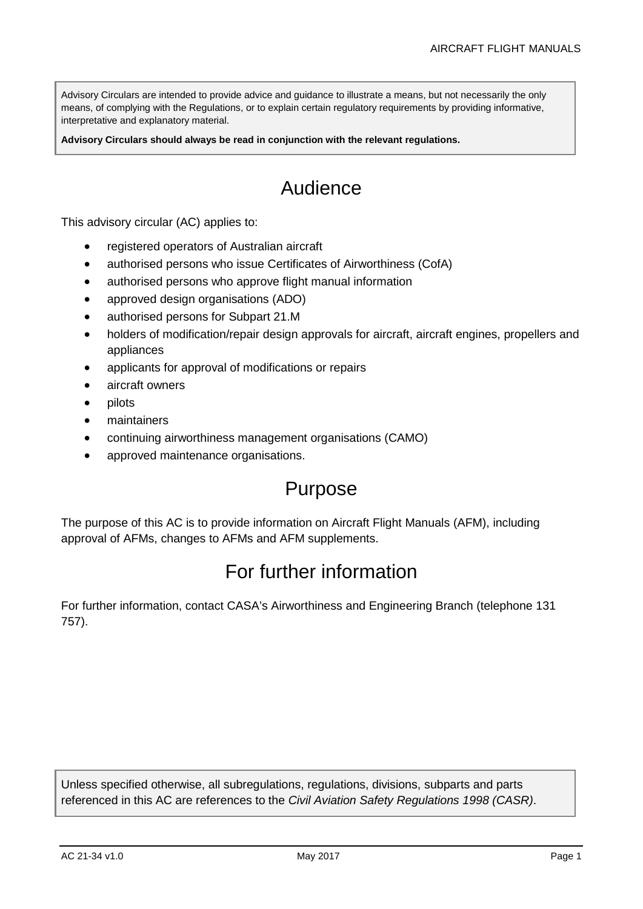Advisory Circulars are intended to provide advice and guidance to illustrate a means, but not necessarily the only means, of complying with the Regulations, or to explain certain regulatory requirements by providing informative, interpretative and explanatory material.

**Advisory Circulars should always be read in conjunction with the relevant regulations.**

# Audience

This advisory circular (AC) applies to:

- registered operators of Australian aircraft
- authorised persons who issue Certificates of Airworthiness (CofA)
- authorised persons who approve flight manual information
- approved design organisations (ADO)
- authorised persons for Subpart 21.M
- holders of modification/repair design approvals for aircraft, aircraft engines, propellers and appliances
- applicants for approval of modifications or repairs
- aircraft owners
- pilots
- maintainers
- continuing airworthiness management organisations (CAMO)
- approved maintenance organisations.

# Purpose

The purpose of this AC is to provide information on Aircraft Flight Manuals (AFM), including approval of AFMs, changes to AFMs and AFM supplements.

# For further information

For further information, contact CASA's Airworthiness and Engineering Branch (telephone 131 757).

Unless specified otherwise, all subregulations, regulations, divisions, subparts and parts referenced in this AC are references to the *Civil Aviation Safety Regulations 1998 (CASR)*.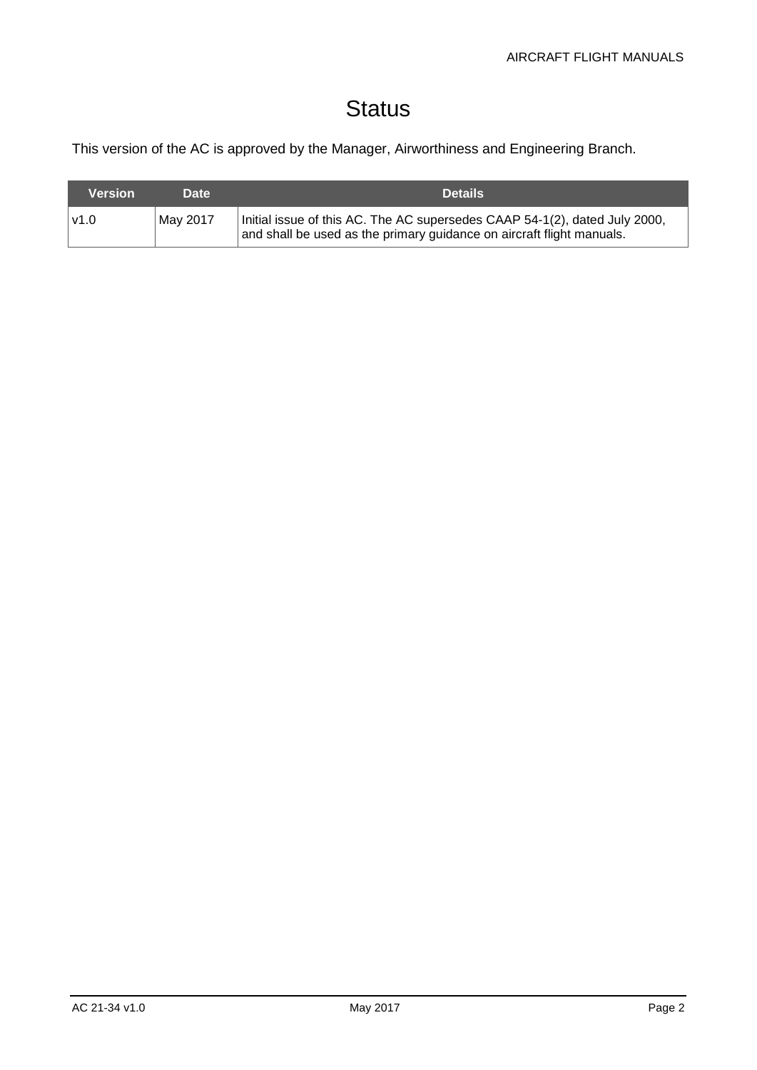# Status

This version of the AC is approved by the Manager, Airworthiness and Engineering Branch.

| Version | Date | Details |
| --- | --- | --- |
| v1.0 | May 2017 | Initial issue of this AC. The AC supersedes CAAP 54-1(2), dated July 2000, and shall be used as the primary guidance on aircraft flight manuals. |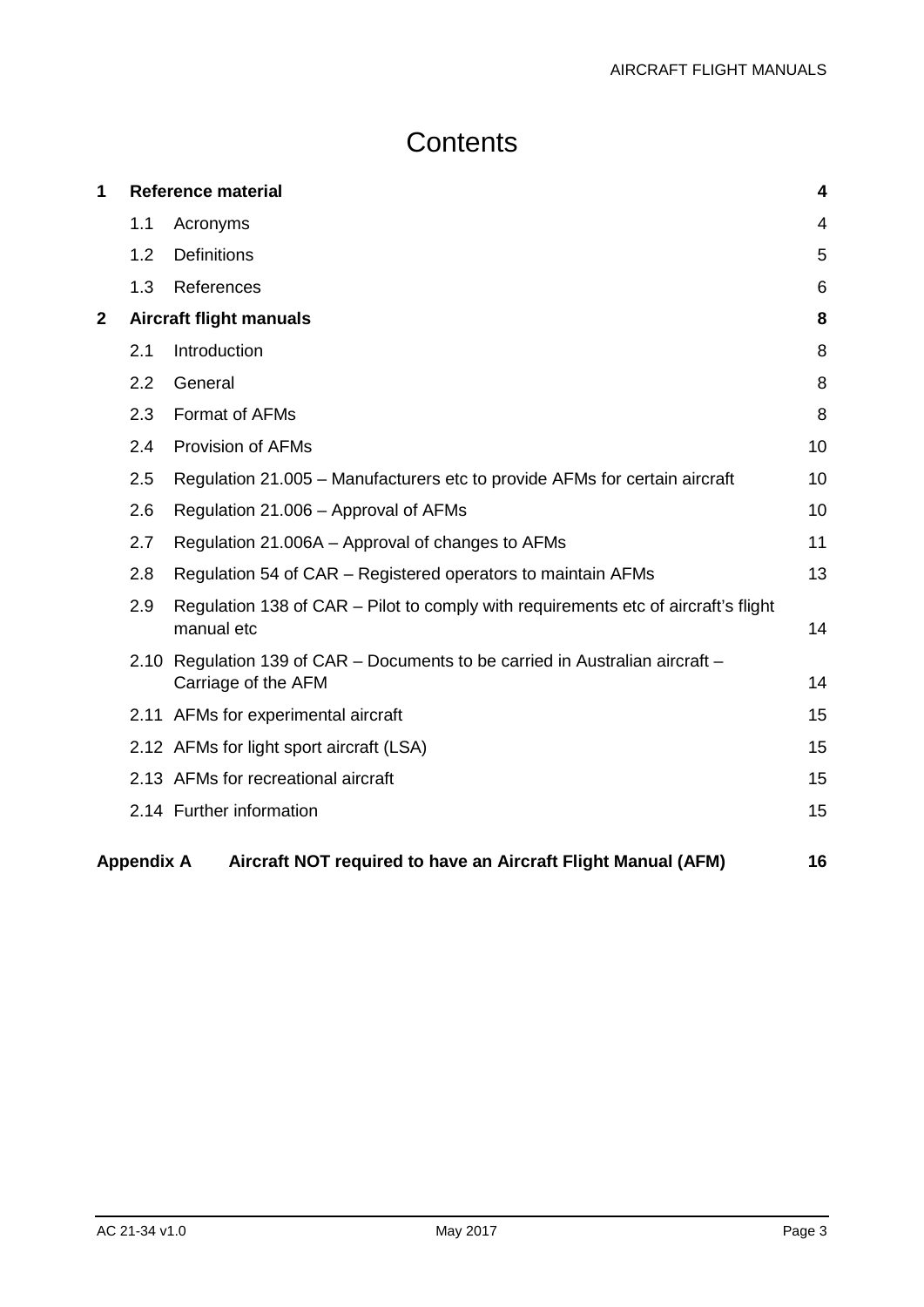# Contents

| | | |
|---|---|---|
| **1** | **Reference material** | **4** |
| 1.1 | Acronyms | 4 |
| 1.2 | Definitions | 5 |
| 1.3 | References | 6 |
| **2** | **Aircraft flight manuals** | **8** |
| 2.1 | Introduction | 8 |
| 2.2 | General | 8 |
| 2.3 | Format of AFMs | 8 |
| 2.4 | Provision of AFMs | 10 |
| 2.5 | Regulation 21.005 – Manufacturers etc to provide AFMs for certain aircraft | 10 |
| 2.6 | Regulation 21.006 – Approval of AFMs | 10 |
| 2.7 | Regulation 21.006A – Approval of changes to AFMs | 11 |
| 2.8 | Regulation 54 of CAR – Registered operators to maintain AFMs | 13 |
| 2.9 | Regulation 138 of CAR – Pilot to comply with requirements etc of aircraft's flight manual etc | 14 |
| 2.10 | Regulation 139 of CAR – Documents to be carried in Australian aircraft – Carriage of the AFM | 14 |
| 2.11 | AFMs for experimental aircraft | 15 |
| 2.12 | AFMs for light sport aircraft (LSA) | 15 |
| 2.13 | AFMs for recreational aircraft | 15 |
| 2.14 | Further information | 15 |
| **Appendix A** | **Aircraft NOT required to have an Aircraft Flight Manual (AFM)** | **16** |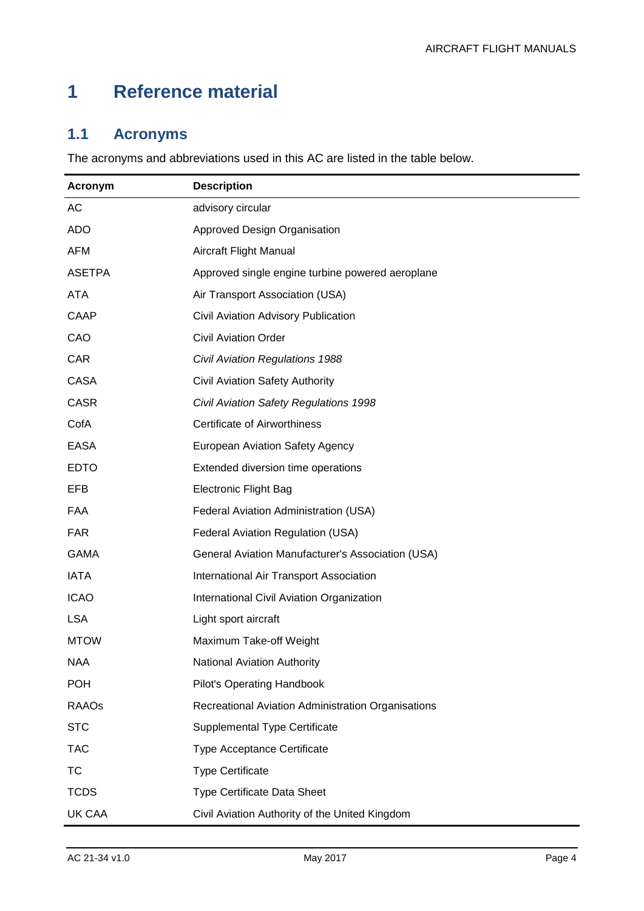# 1 Reference material

## 1.1 Acronyms

The acronyms and abbreviations used in this AC are listed in the table below.

| Acronym | Description |
|---|---|
| AC | advisory circular |
| ADO | Approved Design Organisation |
| AFM | Aircraft Flight Manual |
| ASETPA | Approved single engine turbine powered aeroplane |
| ATA | Air Transport Association (USA) |
| CAAP | Civil Aviation Advisory Publication |
| CAO | Civil Aviation Order |
| CAR | *Civil Aviation Regulations 1988* |
| CASA | Civil Aviation Safety Authority |
| CASR | *Civil Aviation Safety Regulations 1998* |
| CofA | Certificate of Airworthiness |
| EASA | European Aviation Safety Agency |
| EDTO | Extended diversion time operations |
| EFB | Electronic Flight Bag |
| FAA | Federal Aviation Administration (USA) |
| FAR | Federal Aviation Regulation (USA) |
| GAMA | General Aviation Manufacturer's Association (USA) |
| IATA | International Air Transport Association |
| ICAO | International Civil Aviation Organization |
| LSA | Light sport aircraft |
| MTOW | Maximum Take-off Weight |
| NAA | National Aviation Authority |
| POH | Pilot's Operating Handbook |
| RAAOs | Recreational Aviation Administration Organisations |
| STC | Supplemental Type Certificate |
| TAC | Type Acceptance Certificate |
| TC | Type Certificate |
| TCDS | Type Certificate Data Sheet |
| UK CAA | Civil Aviation Authority of the United Kingdom |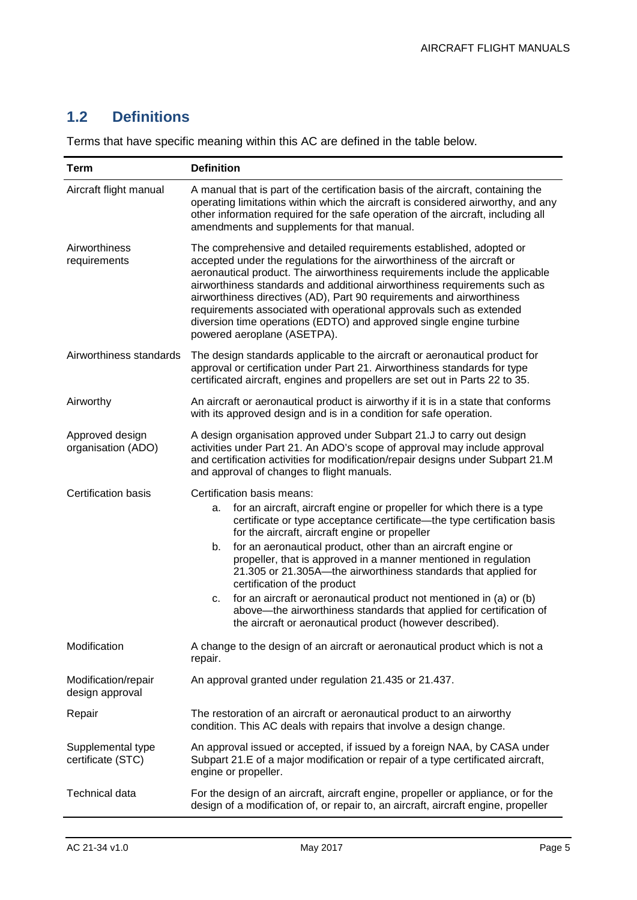## 1.2 Definitions

Terms that have specific meaning within this AC are defined in the table below.

| Term | Definition |
| --- | --- |
| Aircraft flight manual | A manual that is part of the certification basis of the aircraft, containing the operating limitations within which the aircraft is considered airworthy, and any other information required for the safe operation of the aircraft, including all amendments and supplements for that manual. |
| Airworthiness requirements | The comprehensive and detailed requirements established, adopted or accepted under the regulations for the airworthiness of the aircraft or aeronautical product. The airworthiness requirements include the applicable airworthiness standards and additional airworthiness requirements such as airworthiness directives (AD), Part 90 requirements and airworthiness requirements associated with operational approvals such as extended diversion time operations (EDTO) and approved single engine turbine powered aeroplane (ASETPA). |
| Airworthiness standards | The design standards applicable to the aircraft or aeronautical product for approval or certification under Part 21. Airworthiness standards for type certificated aircraft, engines and propellers are set out in Parts 22 to 35. |
| Airworthy | An aircraft or aeronautical product is airworthy if it is in a state that conforms with its approved design and is in a condition for safe operation. |
| Approved design organisation (ADO) | A design organisation approved under Subpart 21.J to carry out design activities under Part 21. An ADO's scope of approval may include approval and certification activities for modification/repair designs under Subpart 21.M and approval of changes to flight manuals. |
| Certification basis | Certification basis means:<br>a. for an aircraft, aircraft engine or propeller for which there is a type certificate or type acceptance certificate—the type certification basis for the aircraft, aircraft engine or propeller<br>b. for an aeronautical product, other than an aircraft engine or propeller, that is approved in a manner mentioned in regulation 21.305 or 21.305A—the airworthiness standards that applied for certification of the product<br>c. for an aircraft or aeronautical product not mentioned in (a) or (b) above—the airworthiness standards that applied for certification of the aircraft or aeronautical product (however described). |
| Modification | A change to the design of an aircraft or aeronautical product which is not a repair. |
| Modification/repair design approval | An approval granted under regulation 21.435 or 21.437. |
| Repair | The restoration of an aircraft or aeronautical product to an airworthy condition. This AC deals with repairs that involve a design change. |
| Supplemental type certificate (STC) | An approval issued or accepted, if issued by a foreign NAA, by CASA under Subpart 21.E of a major modification or repair of a type certificated aircraft, engine or propeller. |
| Technical data | For the design of an aircraft, aircraft engine, propeller or appliance, or for the design of a modification of, or repair to, an aircraft, aircraft engine, propeller |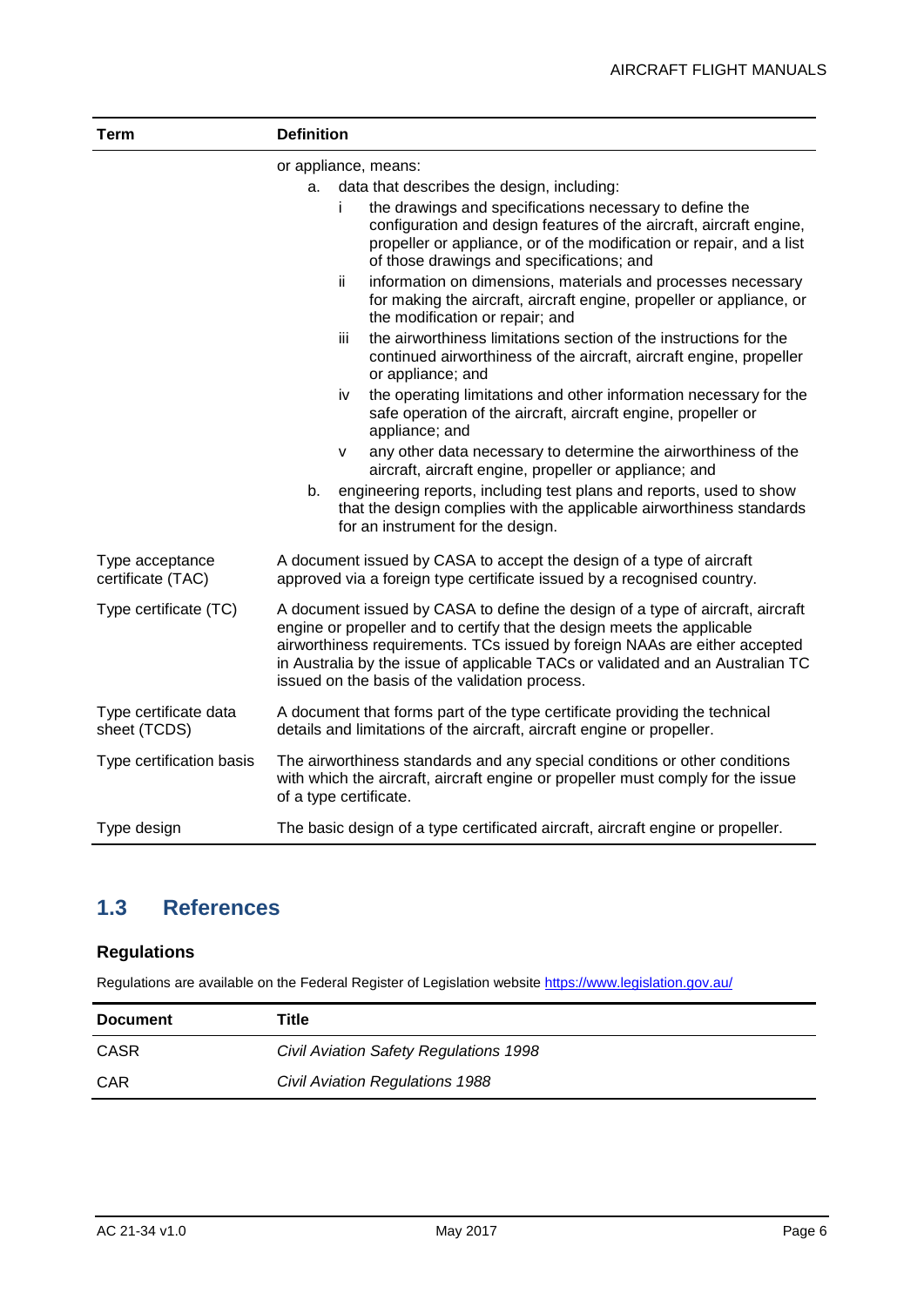| Term | Definition |
|---|---|
| | or appliance, means:<br>a. data that describes the design, including:<br>i the drawings and specifications necessary to define the configuration and design features of the aircraft, aircraft engine, propeller or appliance, or of the modification or repair, and a list of those drawings and specifications; and<br>ii information on dimensions, materials and processes necessary for making the aircraft, aircraft engine, propeller or appliance, or the modification or repair; and<br>iii the airworthiness limitations section of the instructions for the continued airworthiness of the aircraft, aircraft engine, propeller or appliance; and<br>iv the operating limitations and other information necessary for the safe operation of the aircraft, aircraft engine, propeller or appliance; and<br>v any other data necessary to determine the airworthiness of the aircraft, aircraft engine, propeller or appliance; and<br>b. engineering reports, including test plans and reports, used to show that the design complies with the applicable airworthiness standards for an instrument for the design. |
| Type acceptance certificate (TAC) | A document issued by CASA to accept the design of a type of aircraft approved via a foreign type certificate issued by a recognised country. |
| Type certificate (TC) | A document issued by CASA to define the design of a type of aircraft, aircraft engine or propeller and to certify that the design meets the applicable airworthiness requirements. TCs issued by foreign NAAs are either accepted in Australia by the issue of applicable TACs or validated and an Australian TC issued on the basis of the validation process. |
| Type certificate data sheet (TCDS) | A document that forms part of the type certificate providing the technical details and limitations of the aircraft, aircraft engine or propeller. |
| Type certification basis | The airworthiness standards and any special conditions or other conditions with which the aircraft, aircraft engine or propeller must comply for the issue of a type certificate. |
| Type design | The basic design of a type certificated aircraft, aircraft engine or propeller. |

## 1.3 References

### Regulations

Regulations are available on the Federal Register of Legislation website https://www.legislation.gov.au/

| Document | Title |
|---|---|
| CASR | *Civil Aviation Safety Regulations 1998* |
| CAR | *Civil Aviation Regulations 1988* |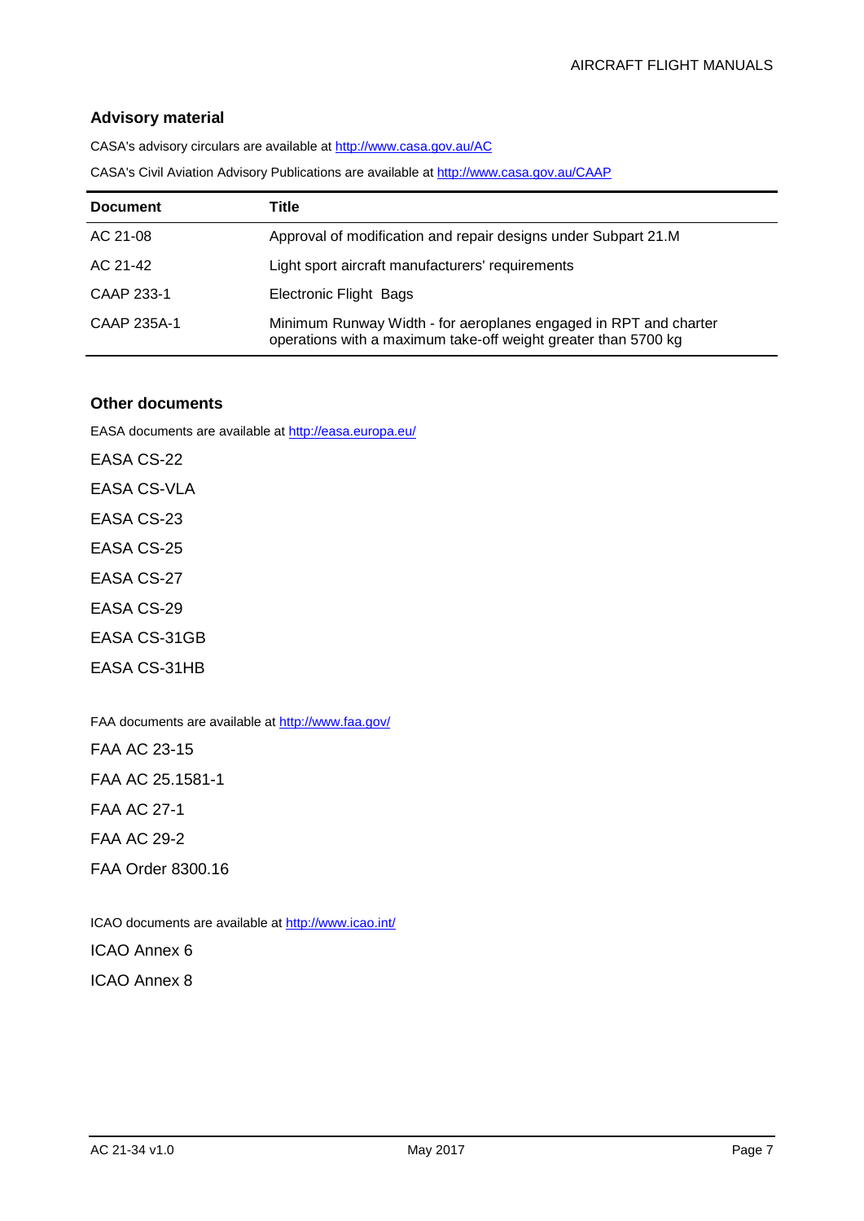### Advisory material

CASA's advisory circulars are available at http://www.casa.gov.au/AC

CASA's Civil Aviation Advisory Publications are available at http://www.casa.gov.au/CAAP

| Document | Title |
|---|---|
| AC 21-08 | Approval of modification and repair designs under Subpart 21.M |
| AC 21-42 | Light sport aircraft manufacturers' requirements |
| CAAP 233-1 | Electronic Flight Bags |
| CAAP 235A-1 | Minimum Runway Width - for aeroplanes engaged in RPT and charter operations with a maximum take-off weight greater than 5700 kg |

### Other documents

EASA documents are available at http://easa.europa.eu/

EASA CS-22

EASA CS-VLA

EASA CS-23

EASA CS-25

EASA CS-27

EASA CS-29

EASA CS-31GB

EASA CS-31HB

FAA documents are available at http://www.faa.gov/

FAA AC 23-15

FAA AC 25.1581-1

FAA AC 27-1

FAA AC 29-2

FAA Order 8300.16

ICAO documents are available at http://www.icao.int/

ICAO Annex 6

ICAO Annex 8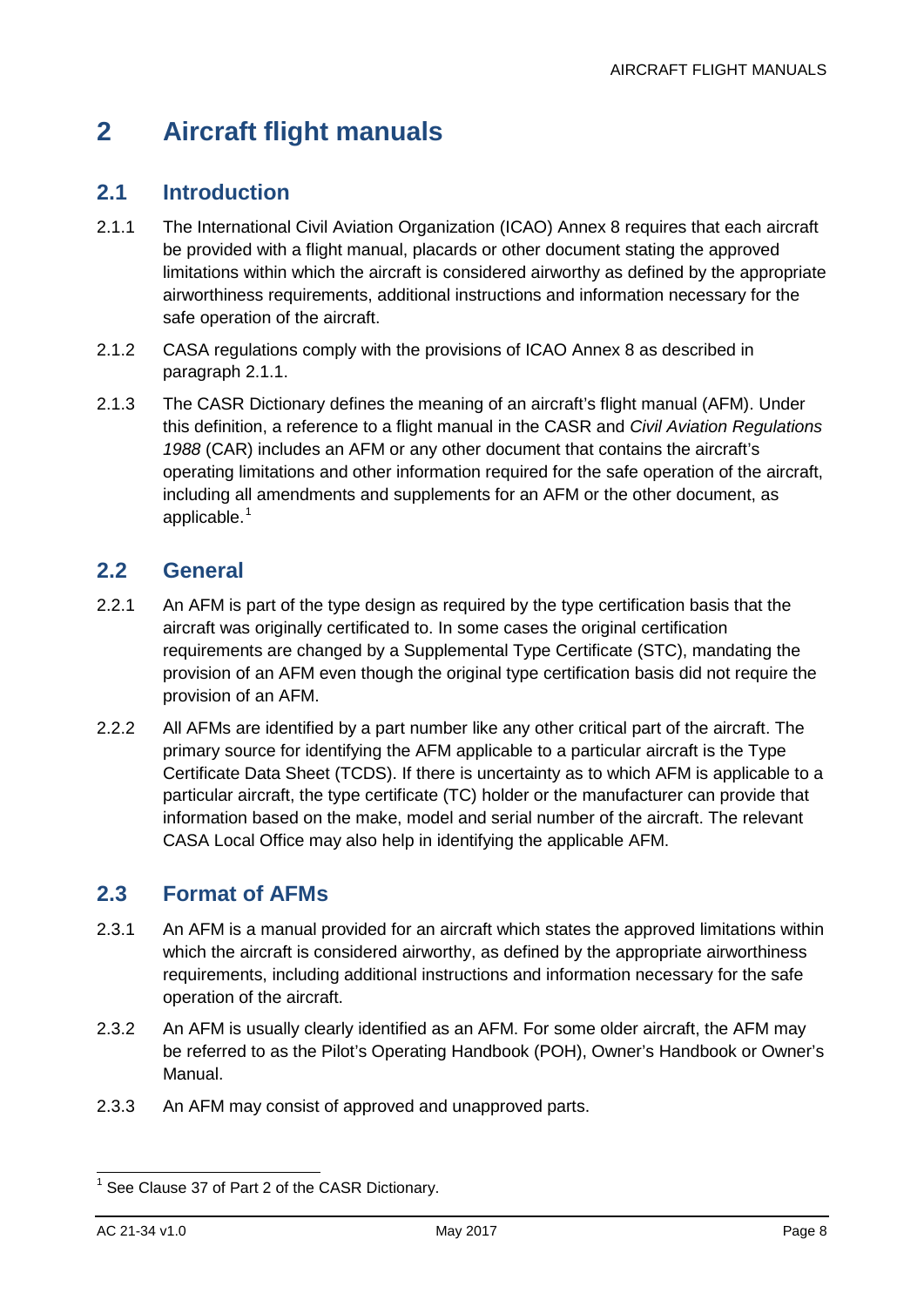# 2 Aircraft flight manuals

## 2.1 Introduction

2.1.1 The International Civil Aviation Organization (ICAO) Annex 8 requires that each aircraft be provided with a flight manual, placards or other document stating the approved limitations within which the aircraft is considered airworthy as defined by the appropriate airworthiness requirements, additional instructions and information necessary for the safe operation of the aircraft.

2.1.2 CASA regulations comply with the provisions of ICAO Annex 8 as described in paragraph 2.1.1.

2.1.3 The CASR Dictionary defines the meaning of an aircraft's flight manual (AFM). Under this definition, a reference to a flight manual in the CASR and *Civil Aviation Regulations 1988* (CAR) includes an AFM or any other document that contains the aircraft's operating limitations and other information required for the safe operation of the aircraft, including all amendments and supplements for an AFM or the other document, as applicable.[1]

## 2.2 General

2.2.1 An AFM is part of the type design as required by the type certification basis that the aircraft was originally certificated to. In some cases the original certification requirements are changed by a Supplemental Type Certificate (STC), mandating the provision of an AFM even though the original type certification basis did not require the provision of an AFM.

2.2.2 All AFMs are identified by a part number like any other critical part of the aircraft. The primary source for identifying the AFM applicable to a particular aircraft is the Type Certificate Data Sheet (TCDS). If there is uncertainty as to which AFM is applicable to a particular aircraft, the type certificate (TC) holder or the manufacturer can provide that information based on the make, model and serial number of the aircraft. The relevant CASA Local Office may also help in identifying the applicable AFM.

## 2.3 Format of AFMs

2.3.1 An AFM is a manual provided for an aircraft which states the approved limitations within which the aircraft is considered airworthy, as defined by the appropriate airworthiness requirements, including additional instructions and information necessary for the safe operation of the aircraft.

2.3.2 An AFM is usually clearly identified as an AFM. For some older aircraft, the AFM may be referred to as the Pilot's Operating Handbook (POH), Owner's Handbook or Owner's Manual.

2.3.3 An AFM may consist of approved and unapproved parts.

---

[1] See Clause 37 of Part 2 of the CASR Dictionary.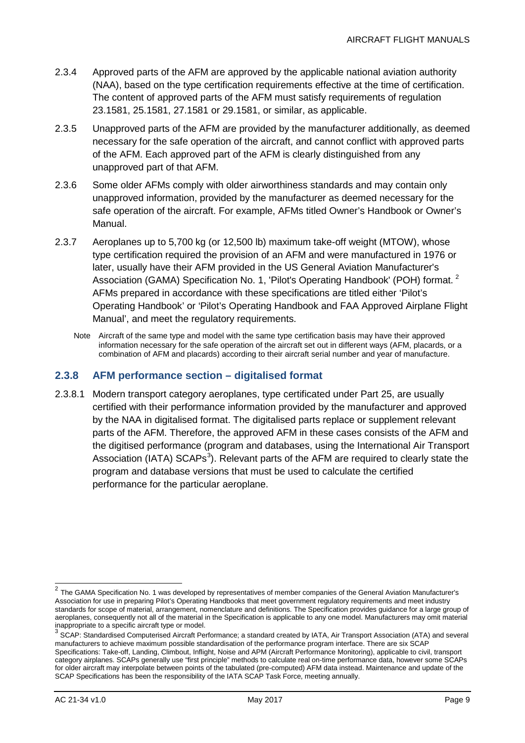2.3.4 Approved parts of the AFM are approved by the applicable national aviation authority (NAA), based on the type certification requirements effective at the time of certification. The content of approved parts of the AFM must satisfy requirements of regulation 23.1581, 25.1581, 27.1581 or 29.1581, or similar, as applicable.

2.3.5 Unapproved parts of the AFM are provided by the manufacturer additionally, as deemed necessary for the safe operation of the aircraft, and cannot conflict with approved parts of the AFM. Each approved part of the AFM is clearly distinguished from any unapproved part of that AFM.

2.3.6 Some older AFMs comply with older airworthiness standards and may contain only unapproved information, provided by the manufacturer as deemed necessary for the safe operation of the aircraft. For example, AFMs titled Owner's Handbook or Owner's Manual.

2.3.7 Aeroplanes up to 5,700 kg (or 12,500 lb) maximum take-off weight (MTOW), whose type certification required the provision of an AFM and were manufactured in 1976 or later, usually have their AFM provided in the US General Aviation Manufacturer's Association (GAMA) Specification No. 1, 'Pilot's Operating Handbook' (POH) format. [2] AFMs prepared in accordance with these specifications are titled either 'Pilot's Operating Handbook' or 'Pilot's Operating Handbook and FAA Approved Airplane Flight Manual', and meet the regulatory requirements.

Note Aircraft of the same type and model with the same type certification basis may have their approved information necessary for the safe operation of the aircraft set out in different ways (AFM, placards, or a combination of AFM and placards) according to their aircraft serial number and year of manufacture.

### 2.3.8 AFM performance section – digitalised format

2.3.8.1 Modern transport category aeroplanes, type certificated under Part 25, are usually certified with their performance information provided by the manufacturer and approved by the NAA in digitalised format. The digitalised parts replace or supplement relevant parts of the AFM. Therefore, the approved AFM in these cases consists of the AFM and the digitised performance (program and databases, using the International Air Transport Association (IATA) SCAPs[3]). Relevant parts of the AFM are required to clearly state the program and database versions that must be used to calculate the certified performance for the particular aeroplane.

---

[2] The GAMA Specification No. 1 was developed by representatives of member companies of the General Aviation Manufacturer's Association for use in preparing Pilot's Operating Handbooks that meet government regulatory requirements and meet industry standards for scope of material, arrangement, nomenclature and definitions. The Specification provides guidance for a large group of aeroplanes, consequently not all of the material in the Specification is applicable to any one model. Manufacturers may omit material inappropriate to a specific aircraft type or model.

[3] SCAP: Standardised Computerised Aircraft Performance; a standard created by IATA, Air Transport Association (ATA) and several manufacturers to achieve maximum possible standardisation of the performance program interface. There are six SCAP Specifications: Take-off, Landing, Climbout, Inflight, Noise and APM (Aircraft Performance Monitoring), applicable to civil, transport category airplanes. SCAPs generally use "first principle" methods to calculate real on-time performance data, however some SCAPs for older aircraft may interpolate between points of the tabulated (pre-computed) AFM data instead. Maintenance and update of the SCAP Specifications has been the responsibility of the IATA SCAP Task Force, meeting annually.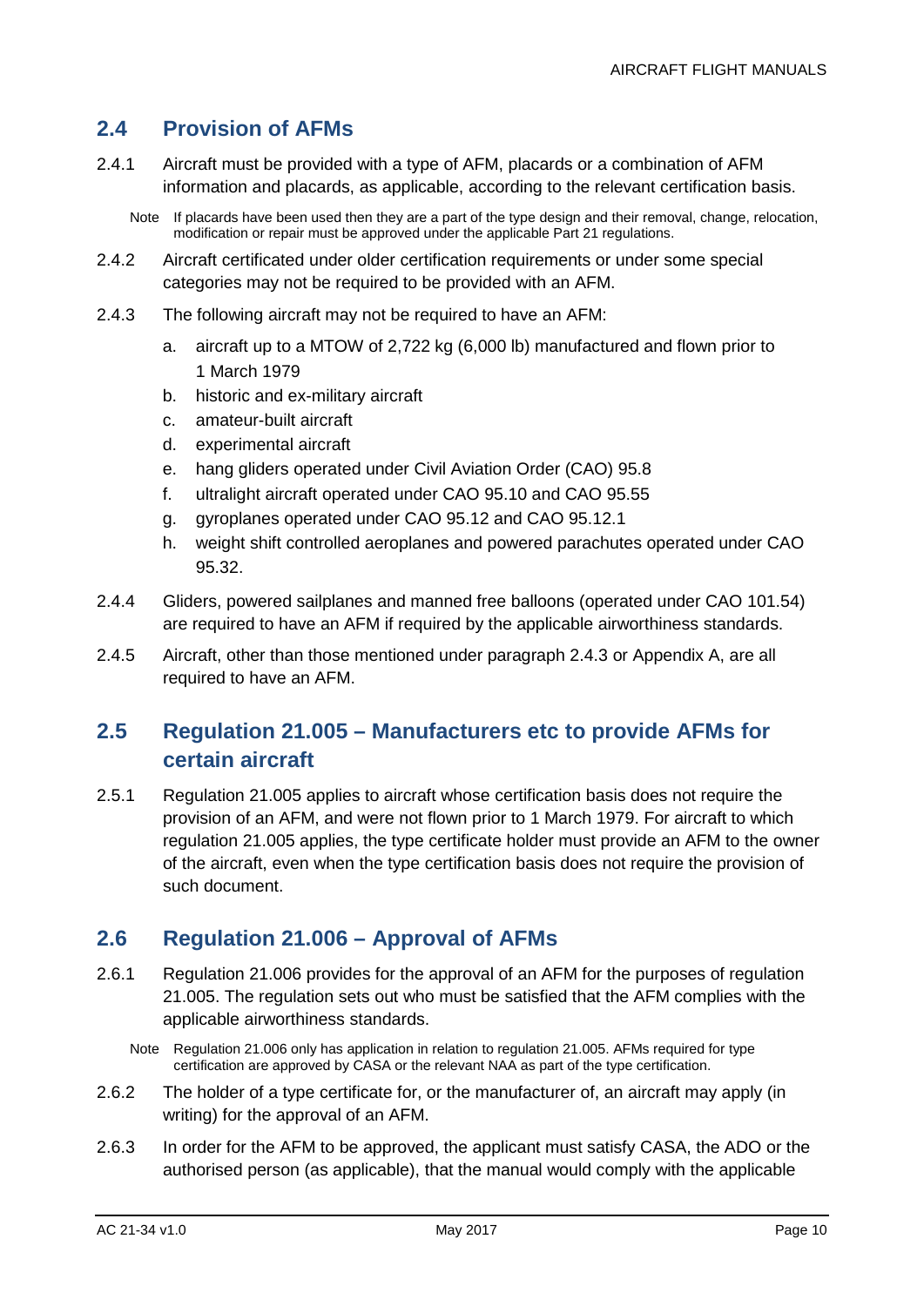## 2.4 Provision of AFMs

2.4.1 Aircraft must be provided with a type of AFM, placards or a combination of AFM information and placards, as applicable, according to the relevant certification basis.

Note If placards have been used then they are a part of the type design and their removal, change, relocation, modification or repair must be approved under the applicable Part 21 regulations.

2.4.2 Aircraft certificated under older certification requirements or under some special categories may not be required to be provided with an AFM.

2.4.3 The following aircraft may not be required to have an AFM:

a. aircraft up to a MTOW of 2,722 kg (6,000 lb) manufactured and flown prior to 1 March 1979
b. historic and ex-military aircraft
c. amateur-built aircraft
d. experimental aircraft
e. hang gliders operated under Civil Aviation Order (CAO) 95.8
f. ultralight aircraft operated under CAO 95.10 and CAO 95.55
g. gyroplanes operated under CAO 95.12 and CAO 95.12.1
h. weight shift controlled aeroplanes and powered parachutes operated under CAO 95.32.

2.4.4 Gliders, powered sailplanes and manned free balloons (operated under CAO 101.54) are required to have an AFM if required by the applicable airworthiness standards.

2.4.5 Aircraft, other than those mentioned under paragraph 2.4.3 or Appendix A, are all required to have an AFM.

## 2.5 Regulation 21.005 – Manufacturers etc to provide AFMs for certain aircraft

2.5.1 Regulation 21.005 applies to aircraft whose certification basis does not require the provision of an AFM, and were not flown prior to 1 March 1979. For aircraft to which regulation 21.005 applies, the type certificate holder must provide an AFM to the owner of the aircraft, even when the type certification basis does not require the provision of such document.

## 2.6 Regulation 21.006 – Approval of AFMs

2.6.1 Regulation 21.006 provides for the approval of an AFM for the purposes of regulation 21.005. The regulation sets out who must be satisfied that the AFM complies with the applicable airworthiness standards.

Note Regulation 21.006 only has application in relation to regulation 21.005. AFMs required for type certification are approved by CASA or the relevant NAA as part of the type certification.

2.6.2 The holder of a type certificate for, or the manufacturer of, an aircraft may apply (in writing) for the approval of an AFM.

2.6.3 In order for the AFM to be approved, the applicant must satisfy CASA, the ADO or the authorised person (as applicable), that the manual would comply with the applicable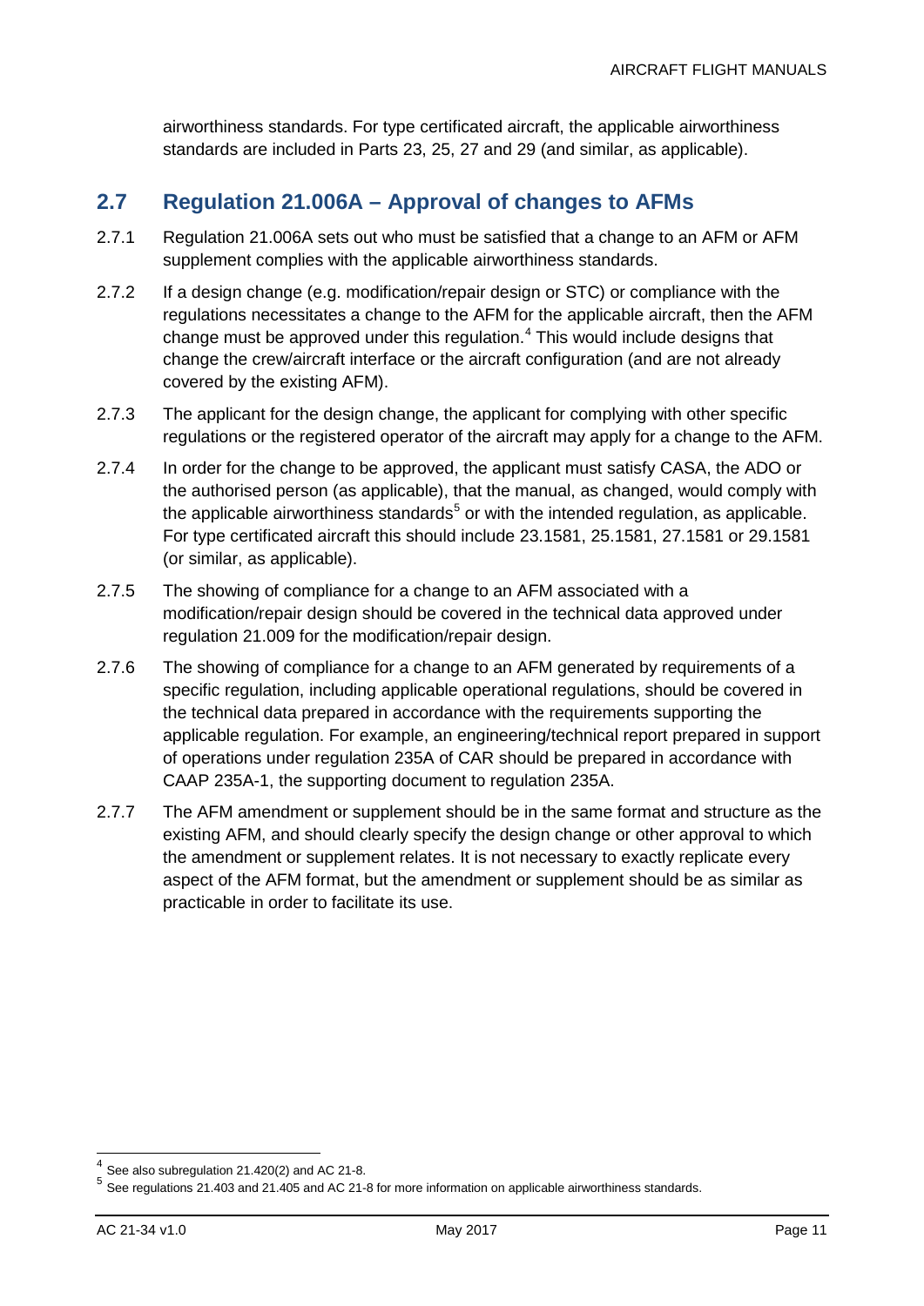airworthiness standards. For type certificated aircraft, the applicable airworthiness standards are included in Parts 23, 25, 27 and 29 (and similar, as applicable).

## 2.7 Regulation 21.006A – Approval of changes to AFMs

2.7.1 Regulation 21.006A sets out who must be satisfied that a change to an AFM or AFM supplement complies with the applicable airworthiness standards.

2.7.2 If a design change (e.g. modification/repair design or STC) or compliance with the regulations necessitates a change to the AFM for the applicable aircraft, then the AFM change must be approved under this regulation.[4] This would include designs that change the crew/aircraft interface or the aircraft configuration (and are not already covered by the existing AFM).

2.7.3 The applicant for the design change, the applicant for complying with other specific regulations or the registered operator of the aircraft may apply for a change to the AFM.

2.7.4 In order for the change to be approved, the applicant must satisfy CASA, the ADO or the authorised person (as applicable), that the manual, as changed, would comply with the applicable airworthiness standards[5] or with the intended regulation, as applicable. For type certificated aircraft this should include 23.1581, 25.1581, 27.1581 or 29.1581 (or similar, as applicable).

2.7.5 The showing of compliance for a change to an AFM associated with a modification/repair design should be covered in the technical data approved under regulation 21.009 for the modification/repair design.

2.7.6 The showing of compliance for a change to an AFM generated by requirements of a specific regulation, including applicable operational regulations, should be covered in the technical data prepared in accordance with the requirements supporting the applicable regulation. For example, an engineering/technical report prepared in support of operations under regulation 235A of CAR should be prepared in accordance with CAAP 235A-1, the supporting document to regulation 235A.

2.7.7 The AFM amendment or supplement should be in the same format and structure as the existing AFM, and should clearly specify the design change or other approval to which the amendment or supplement relates. It is not necessary to exactly replicate every aspect of the AFM format, but the amendment or supplement should be as similar as practicable in order to facilitate its use.

---

[4] See also subregulation 21.420(2) and AC 21-8.

[5] See regulations 21.403 and 21.405 and AC 21-8 for more information on applicable airworthiness standards.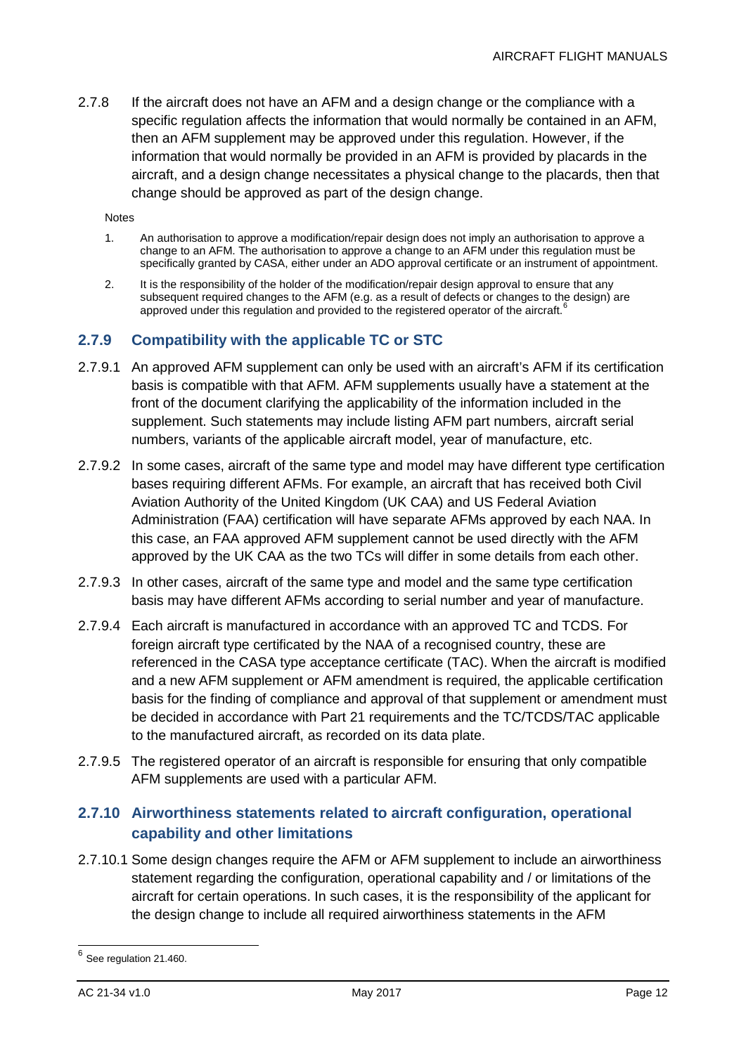2.7.8 If the aircraft does not have an AFM and a design change or the compliance with a specific regulation affects the information that would normally be contained in an AFM, then an AFM supplement may be approved under this regulation. However, if the information that would normally be provided in an AFM is provided by placards in the aircraft, and a design change necessitates a physical change to the placards, then that change should be approved as part of the design change.

Notes

1. An authorisation to approve a modification/repair design does not imply an authorisation to approve a change to an AFM. The authorisation to approve a change to an AFM under this regulation must be specifically granted by CASA, either under an ADO approval certificate or an instrument of appointment.
2. It is the responsibility of the holder of the modification/repair design approval to ensure that any subsequent required changes to the AFM (e.g. as a result of defects or changes to the design) are approved under this regulation and provided to the registered operator of the aircraft.[6]

### 2.7.9 Compatibility with the applicable TC or STC

2.7.9.1 An approved AFM supplement can only be used with an aircraft's AFM if its certification basis is compatible with that AFM. AFM supplements usually have a statement at the front of the document clarifying the applicability of the information included in the supplement. Such statements may include listing AFM part numbers, aircraft serial numbers, variants of the applicable aircraft model, year of manufacture, etc.

2.7.9.2 In some cases, aircraft of the same type and model may have different type certification bases requiring different AFMs. For example, an aircraft that has received both Civil Aviation Authority of the United Kingdom (UK CAA) and US Federal Aviation Administration (FAA) certification will have separate AFMs approved by each NAA. In this case, an FAA approved AFM supplement cannot be used directly with the AFM approved by the UK CAA as the two TCs will differ in some details from each other.

2.7.9.3 In other cases, aircraft of the same type and model and the same type certification basis may have different AFMs according to serial number and year of manufacture.

2.7.9.4 Each aircraft is manufactured in accordance with an approved TC and TCDS. For foreign aircraft type certificated by the NAA of a recognised country, these are referenced in the CASA type acceptance certificate (TAC). When the aircraft is modified and a new AFM supplement or AFM amendment is required, the applicable certification basis for the finding of compliance and approval of that supplement or amendment must be decided in accordance with Part 21 requirements and the TC/TCDS/TAC applicable to the manufactured aircraft, as recorded on its data plate.

2.7.9.5 The registered operator of an aircraft is responsible for ensuring that only compatible AFM supplements are used with a particular AFM.

### 2.7.10 Airworthiness statements related to aircraft configuration, operational capability and other limitations

2.7.10.1 Some design changes require the AFM or AFM supplement to include an airworthiness statement regarding the configuration, operational capability and / or limitations of the aircraft for certain operations. In such cases, it is the responsibility of the applicant for the design change to include all required airworthiness statements in the AFM

---

[6] See regulation 21.460.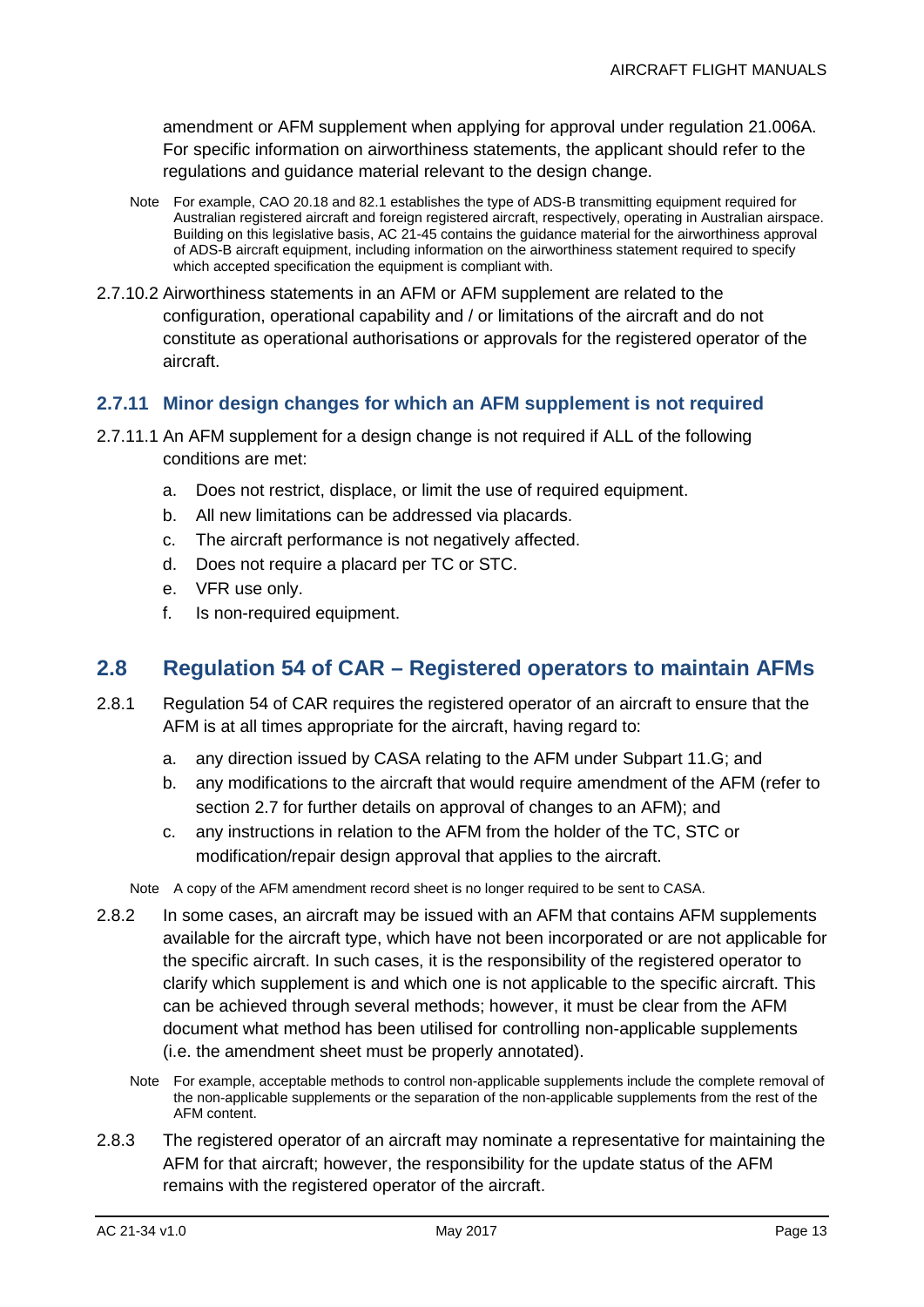amendment or AFM supplement when applying for approval under regulation 21.006A. For specific information on airworthiness statements, the applicant should refer to the regulations and guidance material relevant to the design change.

Note For example, CAO 20.18 and 82.1 establishes the type of ADS-B transmitting equipment required for Australian registered aircraft and foreign registered aircraft, respectively, operating in Australian airspace. Building on this legislative basis, AC 21-45 contains the guidance material for the airworthiness approval of ADS-B aircraft equipment, including information on the airworthiness statement required to specify which accepted specification the equipment is compliant with.

2.7.10.2 Airworthiness statements in an AFM or AFM supplement are related to the configuration, operational capability and / or limitations of the aircraft and do not constitute as operational authorisations or approvals for the registered operator of the aircraft.

### 2.7.11 Minor design changes for which an AFM supplement is not required

2.7.11.1 An AFM supplement for a design change is not required if ALL of the following conditions are met:

a. Does not restrict, displace, or limit the use of required equipment.
b. All new limitations can be addressed via placards.
c. The aircraft performance is not negatively affected.
d. Does not require a placard per TC or STC.
e. VFR use only.
f. Is non-required equipment.

## 2.8 Regulation 54 of CAR – Registered operators to maintain AFMs

2.8.1 Regulation 54 of CAR requires the registered operator of an aircraft to ensure that the AFM is at all times appropriate for the aircraft, having regard to:

a. any direction issued by CASA relating to the AFM under Subpart 11.G; and
b. any modifications to the aircraft that would require amendment of the AFM (refer to section 2.7 for further details on approval of changes to an AFM); and
c. any instructions in relation to the AFM from the holder of the TC, STC or modification/repair design approval that applies to the aircraft.

Note A copy of the AFM amendment record sheet is no longer required to be sent to CASA.

2.8.2 In some cases, an aircraft may be issued with an AFM that contains AFM supplements available for the aircraft type, which have not been incorporated or are not applicable for the specific aircraft. In such cases, it is the responsibility of the registered operator to clarify which supplement is and which one is not applicable to the specific aircraft. This can be achieved through several methods; however, it must be clear from the AFM document what method has been utilised for controlling non-applicable supplements (i.e. the amendment sheet must be properly annotated).

Note For example, acceptable methods to control non-applicable supplements include the complete removal of the non-applicable supplements or the separation of the non-applicable supplements from the rest of the AFM content.

2.8.3 The registered operator of an aircraft may nominate a representative for maintaining the AFM for that aircraft; however, the responsibility for the update status of the AFM remains with the registered operator of the aircraft.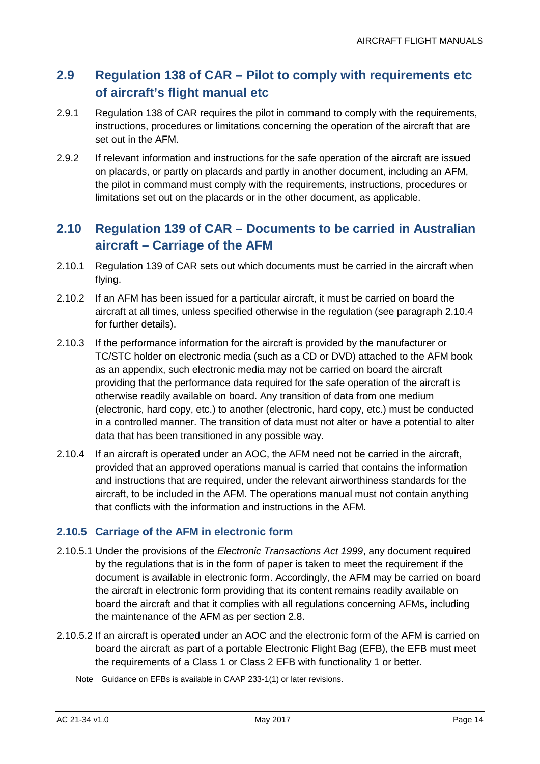## 2.9 Regulation 138 of CAR – Pilot to comply with requirements etc of aircraft's flight manual etc

2.9.1 Regulation 138 of CAR requires the pilot in command to comply with the requirements, instructions, procedures or limitations concerning the operation of the aircraft that are set out in the AFM.

2.9.2 If relevant information and instructions for the safe operation of the aircraft are issued on placards, or partly on placards and partly in another document, including an AFM, the pilot in command must comply with the requirements, instructions, procedures or limitations set out on the placards or in the other document, as applicable.

## 2.10 Regulation 139 of CAR – Documents to be carried in Australian aircraft – Carriage of the AFM

2.10.1 Regulation 139 of CAR sets out which documents must be carried in the aircraft when flying.

2.10.2 If an AFM has been issued for a particular aircraft, it must be carried on board the aircraft at all times, unless specified otherwise in the regulation (see paragraph 2.10.4 for further details).

2.10.3 If the performance information for the aircraft is provided by the manufacturer or TC/STC holder on electronic media (such as a CD or DVD) attached to the AFM book as an appendix, such electronic media may not be carried on board the aircraft providing that the performance data required for the safe operation of the aircraft is otherwise readily available on board. Any transition of data from one medium (electronic, hard copy, etc.) to another (electronic, hard copy, etc.) must be conducted in a controlled manner. The transition of data must not alter or have a potential to alter data that has been transitioned in any possible way.

2.10.4 If an aircraft is operated under an AOC, the AFM need not be carried in the aircraft, provided that an approved operations manual is carried that contains the information and instructions that are required, under the relevant airworthiness standards for the aircraft, to be included in the AFM. The operations manual must not contain anything that conflicts with the information and instructions in the AFM.

### 2.10.5 Carriage of the AFM in electronic form

2.10.5.1 Under the provisions of the *Electronic Transactions Act 1999*, any document required by the regulations that is in the form of paper is taken to meet the requirement if the document is available in electronic form. Accordingly, the AFM may be carried on board the aircraft in electronic form providing that its content remains readily available on board the aircraft and that it complies with all regulations concerning AFMs, including the maintenance of the AFM as per section 2.8.

2.10.5.2 If an aircraft is operated under an AOC and the electronic form of the AFM is carried on board the aircraft as part of a portable Electronic Flight Bag (EFB), the EFB must meet the requirements of a Class 1 or Class 2 EFB with functionality 1 or better.

Note Guidance on EFBs is available in CAAP 233-1(1) or later revisions.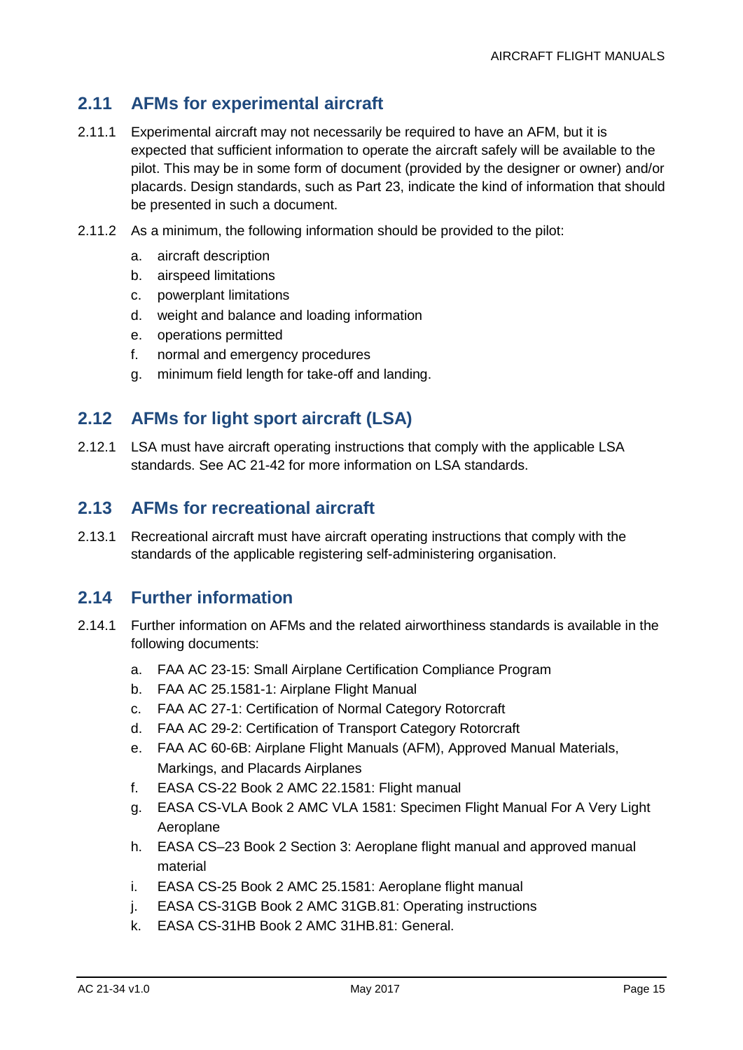## 2.11 AFMs for experimental aircraft

2.11.1 Experimental aircraft may not necessarily be required to have an AFM, but it is expected that sufficient information to operate the aircraft safely will be available to the pilot. This may be in some form of document (provided by the designer or owner) and/or placards. Design standards, such as Part 23, indicate the kind of information that should be presented in such a document.

2.11.2 As a minimum, the following information should be provided to the pilot:

a. aircraft description
b. airspeed limitations
c. powerplant limitations
d. weight and balance and loading information
e. operations permitted
f. normal and emergency procedures
g. minimum field length for take-off and landing.

## 2.12 AFMs for light sport aircraft (LSA)

2.12.1 LSA must have aircraft operating instructions that comply with the applicable LSA standards. See AC 21-42 for more information on LSA standards.

## 2.13 AFMs for recreational aircraft

2.13.1 Recreational aircraft must have aircraft operating instructions that comply with the standards of the applicable registering self-administering organisation.

## 2.14 Further information

2.14.1 Further information on AFMs and the related airworthiness standards is available in the following documents:

a. FAA AC 23-15: Small Airplane Certification Compliance Program
b. FAA AC 25.1581-1: Airplane Flight Manual
c. FAA AC 27-1: Certification of Normal Category Rotorcraft
d. FAA AC 29-2: Certification of Transport Category Rotorcraft
e. FAA AC 60-6B: Airplane Flight Manuals (AFM), Approved Manual Materials, Markings, and Placards Airplanes
f. EASA CS-22 Book 2 AMC 22.1581: Flight manual
g. EASA CS-VLA Book 2 AMC VLA 1581: Specimen Flight Manual For A Very Light Aeroplane
h. EASA CS–23 Book 2 Section 3: Aeroplane flight manual and approved manual material
i. EASA CS-25 Book 2 AMC 25.1581: Aeroplane flight manual
j. EASA CS-31GB Book 2 AMC 31GB.81: Operating instructions
k. EASA CS-31HB Book 2 AMC 31HB.81: General.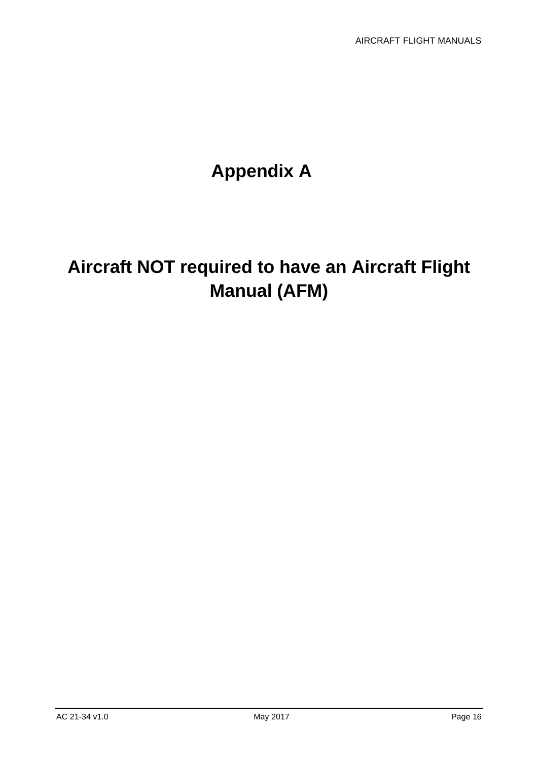# Appendix A

# Aircraft NOT required to have an Aircraft Flight Manual (AFM)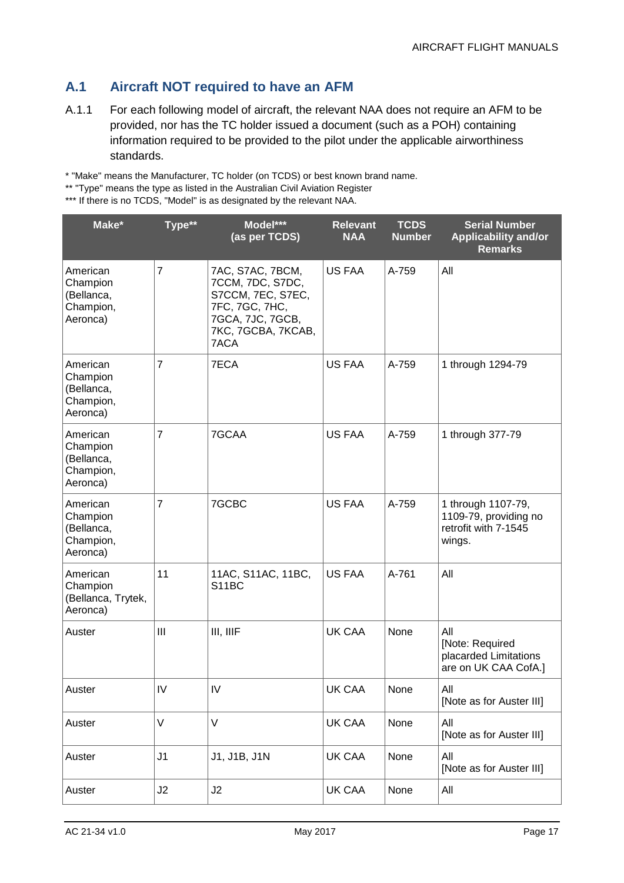## A.1 Aircraft NOT required to have an AFM

A.1.1 For each following model of aircraft, the relevant NAA does not require an AFM to be provided, nor has the TC holder issued a document (such as a POH) containing information required to be provided to the pilot under the applicable airworthiness standards.

* "Make" means the Manufacturer, TC holder (on TCDS) or best known brand name.
** "Type" means the type as listed in the Australian Civil Aviation Register
*** If there is no TCDS, "Model" is as designated by the relevant NAA.

| Make* | Type** | Model*** (as per TCDS) | Relevant NAA | TCDS Number | Serial Number Applicability and/or Remarks |
|---|---|---|---|---|---|
| American Champion (Bellanca, Champion, Aeronca) | 7 | 7AC, S7AC, 7BCM, 7CCM, 7DC, S7DC, S7CCM, 7EC, S7EC, 7FC, 7GC, 7HC, 7GCA, 7JC, 7GCB, 7KC, 7GCBA, 7KCAB, 7ACA | US FAA | A-759 | All |
| American Champion (Bellanca, Champion, Aeronca) | 7 | 7ECA | US FAA | A-759 | 1 through 1294-79 |
| American Champion (Bellanca, Champion, Aeronca) | 7 | 7GCAA | US FAA | A-759 | 1 through 377-79 |
| American Champion (Bellanca, Champion, Aeronca) | 7 | 7GCBC | US FAA | A-759 | 1 through 1107-79, 1109-79, providing no retrofit with 7-1545 wings. |
| American Champion (Bellanca, Trytek, Aeronca) | 11 | 11AC, S11AC, 11BC, S11BC | US FAA | A-761 | All |
| Auster | III | III, IIIF | UK CAA | None | All [Note: Required placarded Limitations are on UK CAA CofA.] |
| Auster | IV | IV | UK CAA | None | All [Note as for Auster III] |
| Auster | V | V | UK CAA | None | All [Note as for Auster III] |
| Auster | J1 | J1, J1B, J1N | UK CAA | None | All [Note as for Auster III] |
| Auster | J2 | J2 | UK CAA | None | All |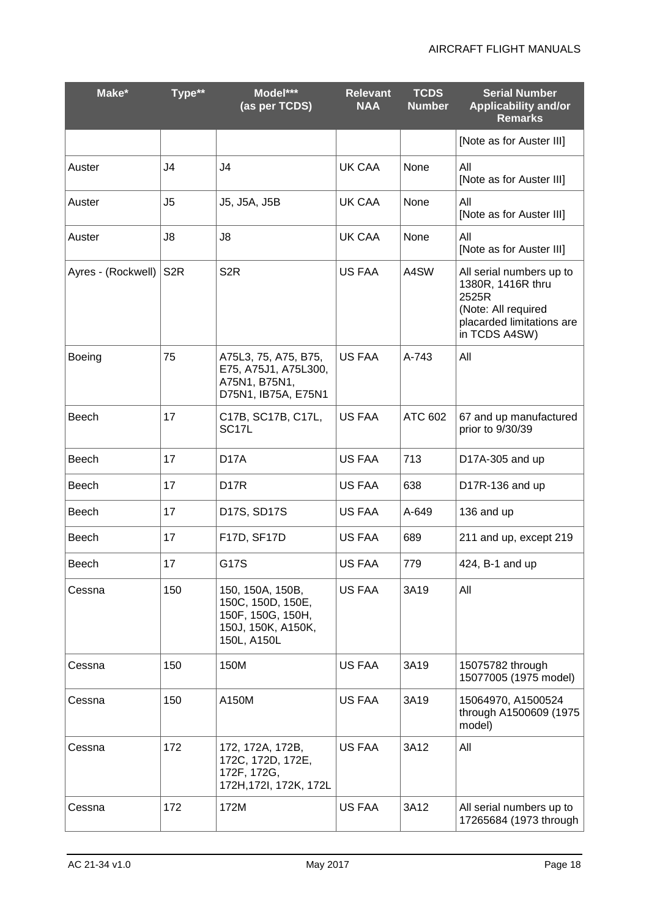| Make* | Type** | Model*** (as per TCDS) | Relevant NAA | TCDS Number | Serial Number Applicability and/or Remarks |
|---|---|---|---|---|---|
| | | | | | [Note as for Auster III] |
| Auster | J4 | J4 | UK CAA | None | All [Note as for Auster III] |
| Auster | J5 | J5, J5A, J5B | UK CAA | None | All [Note as for Auster III] |
| Auster | J8 | J8 | UK CAA | None | All [Note as for Auster III] |
| Ayres - (Rockwell) | S2R | S2R | US FAA | A4SW | All serial numbers up to 1380R, 1416R thru 2525R (Note: All required placarded limitations are in TCDS A4SW) |
| Boeing | 75 | A75L3, 75, A75, B75, E75, A75J1, A75L300, A75N1, B75N1, D75N1, IB75A, E75N1 | US FAA | A-743 | All |
| Beech | 17 | C17B, SC17B, C17L, SC17L | US FAA | ATC 602 | 67 and up manufactured prior to 9/30/39 |
| Beech | 17 | D17A | US FAA | 713 | D17A-305 and up |
| Beech | 17 | D17R | US FAA | 638 | D17R-136 and up |
| Beech | 17 | D17S, SD17S | US FAA | A-649 | 136 and up |
| Beech | 17 | F17D, SF17D | US FAA | 689 | 211 and up, except 219 |
| Beech | 17 | G17S | US FAA | 779 | 424, B-1 and up |
| Cessna | 150 | 150, 150A, 150B, 150C, 150D, 150E, 150F, 150G, 150H, 150J, 150K, A150K, 150L, A150L | US FAA | 3A19 | All |
| Cessna | 150 | 150M | US FAA | 3A19 | 15075782 through 15077005 (1975 model) |
| Cessna | 150 | A150M | US FAA | 3A19 | 15064970, A1500524 through A1500609 (1975 model) |
| Cessna | 172 | 172, 172A, 172B, 172C, 172D, 172E, 172F, 172G, 172H,172I, 172K, 172L | US FAA | 3A12 | All |
| Cessna | 172 | 172M | US FAA | 3A12 | All serial numbers up to 17265684 (1973 through |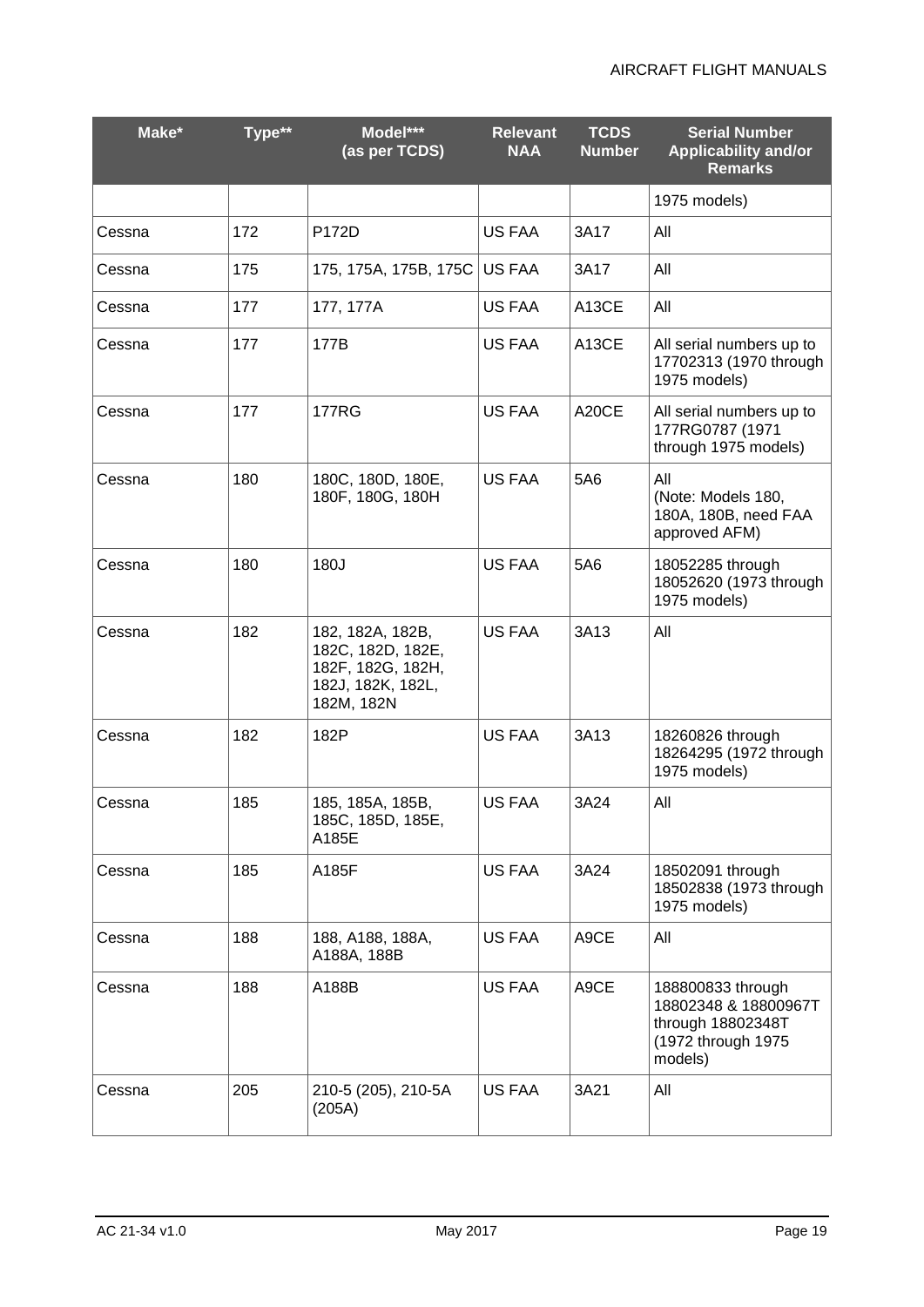| Make* | Type** | Model*** (as per TCDS) | Relevant NAA | TCDS Number | Serial Number Applicability and/or Remarks |
|---|---|---|---|---|---|
| | | | | | 1975 models) |
| Cessna | 172 | P172D | US FAA | 3A17 | All |
| Cessna | 175 | 175, 175A, 175B, 175C | US FAA | 3A17 | All |
| Cessna | 177 | 177, 177A | US FAA | A13CE | All |
| Cessna | 177 | 177B | US FAA | A13CE | All serial numbers up to 17702313 (1970 through 1975 models) |
| Cessna | 177 | 177RG | US FAA | A20CE | All serial numbers up to 177RG0787 (1971 through 1975 models) |
| Cessna | 180 | 180C, 180D, 180E, 180F, 180G, 180H | US FAA | 5A6 | All (Note: Models 180, 180A, 180B, need FAA approved AFM) |
| Cessna | 180 | 180J | US FAA | 5A6 | 18052285 through 18052620 (1973 through 1975 models) |
| Cessna | 182 | 182, 182A, 182B, 182C, 182D, 182E, 182F, 182G, 182H, 182J, 182K, 182L, 182M, 182N | US FAA | 3A13 | All |
| Cessna | 182 | 182P | US FAA | 3A13 | 18260826 through 18264295 (1972 through 1975 models) |
| Cessna | 185 | 185, 185A, 185B, 185C, 185D, 185E, A185E | US FAA | 3A24 | All |
| Cessna | 185 | A185F | US FAA | 3A24 | 18502091 through 18502838 (1973 through 1975 models) |
| Cessna | 188 | 188, A188, 188A, A188A, 188B | US FAA | A9CE | All |
| Cessna | 188 | A188B | US FAA | A9CE | 188800833 through 18802348 & 18800967T through 18802348T (1972 through 1975 models) |
| Cessna | 205 | 210-5 (205), 210-5A (205A) | US FAA | 3A21 | All |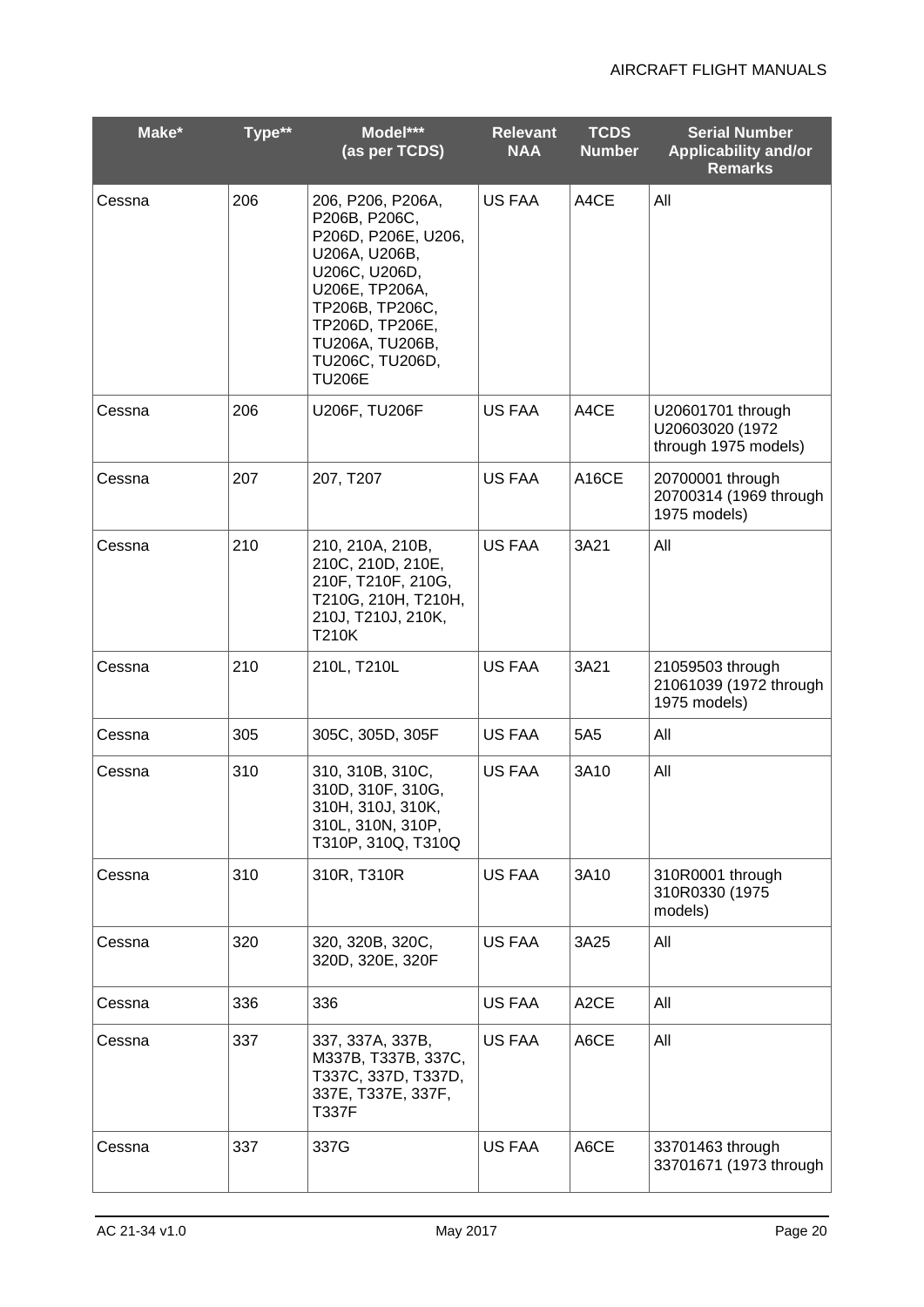| Make* | Type** | Model*** (as per TCDS) | Relevant NAA | TCDS Number | Serial Number Applicability and/or Remarks |
|---|---|---|---|---|---|
| Cessna | 206 | 206, P206, P206A, P206B, P206C, P206D, P206E, U206, U206A, U206B, U206C, U206D, U206E, TP206A, TP206B, TP206C, TP206D, TP206E, TU206A, TU206B, TU206C, TU206D, TU206E | US FAA | A4CE | All |
| Cessna | 206 | U206F, TU206F | US FAA | A4CE | U20601701 through U20603020 (1972 through 1975 models) |
| Cessna | 207 | 207, T207 | US FAA | A16CE | 20700001 through 20700314 (1969 through 1975 models) |
| Cessna | 210 | 210, 210A, 210B, 210C, 210D, 210E, 210F, T210F, 210G, T210G, 210H, T210H, 210J, T210J, 210K, T210K | US FAA | 3A21 | All |
| Cessna | 210 | 210L, T210L | US FAA | 3A21 | 21059503 through 21061039 (1972 through 1975 models) |
| Cessna | 305 | 305C, 305D, 305F | US FAA | 5A5 | All |
| Cessna | 310 | 310, 310B, 310C, 310D, 310F, 310G, 310H, 310J, 310K, 310L, 310N, 310P, T310P, 310Q, T310Q | US FAA | 3A10 | All |
| Cessna | 310 | 310R, T310R | US FAA | 3A10 | 310R0001 through 310R0330 (1975 models) |
| Cessna | 320 | 320, 320B, 320C, 320D, 320E, 320F | US FAA | 3A25 | All |
| Cessna | 336 | 336 | US FAA | A2CE | All |
| Cessna | 337 | 337, 337A, 337B, M337B, T337B, 337C, T337C, 337D, T337D, 337E, T337E, 337F, T337F | US FAA | A6CE | All |
| Cessna | 337 | 337G | US FAA | A6CE | 33701463 through 33701671 (1973 through |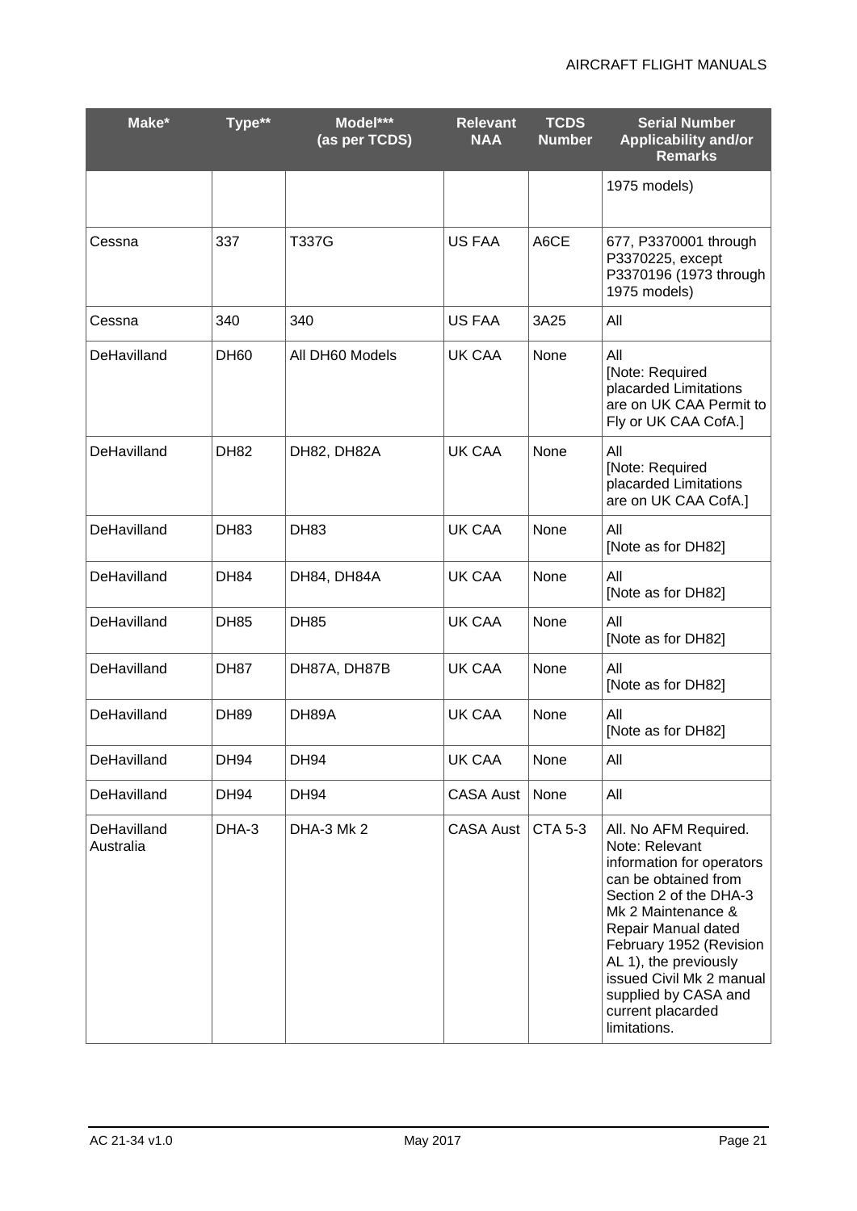| Make* | Type** | Model*** (as per TCDS) | Relevant NAA | TCDS Number | Serial Number Applicability and/or Remarks |
|---|---|---|---|---|---|
| | | | | | 1975 models) |
| Cessna | 337 | T337G | US FAA | A6CE | 677, P3370001 through P3370225, except P3370196 (1973 through 1975 models) |
| Cessna | 340 | 340 | US FAA | 3A25 | All |
| DeHavilland | DH60 | All DH60 Models | UK CAA | None | All [Note: Required placarded Limitations are on UK CAA Permit to Fly or UK CAA CofA.] |
| DeHavilland | DH82 | DH82, DH82A | UK CAA | None | All [Note: Required placarded Limitations are on UK CAA CofA.] |
| DeHavilland | DH83 | DH83 | UK CAA | None | All [Note as for DH82] |
| DeHavilland | DH84 | DH84, DH84A | UK CAA | None | All [Note as for DH82] |
| DeHavilland | DH85 | DH85 | UK CAA | None | All [Note as for DH82] |
| DeHavilland | DH87 | DH87A, DH87B | UK CAA | None | All [Note as for DH82] |
| DeHavilland | DH89 | DH89A | UK CAA | None | All [Note as for DH82] |
| DeHavilland | DH94 | DH94 | UK CAA | None | All |
| DeHavilland | DH94 | DH94 | CASA Aust | None | All |
| DeHavilland Australia | DHA-3 | DHA-3 Mk 2 | CASA Aust | CTA 5-3 | All. No AFM Required. Note: Relevant information for operators can be obtained from Section 2 of the DHA-3 Mk 2 Maintenance & Repair Manual dated February 1952 (Revision AL 1), the previously issued Civil Mk 2 manual supplied by CASA and current placarded limitations. |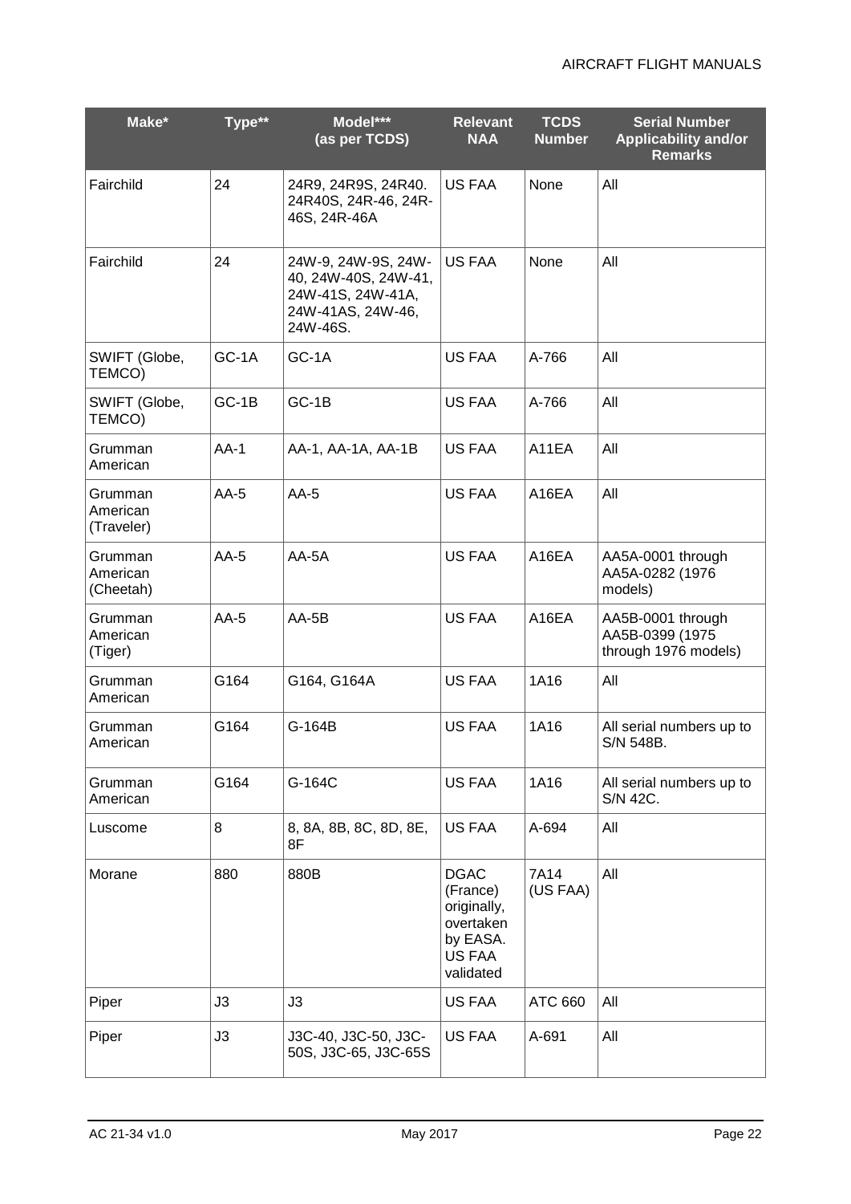| Make* | Type** | Model*** (as per TCDS) | Relevant NAA | TCDS Number | Serial Number Applicability and/or Remarks |
|---|---|---|---|---|---|
| Fairchild | 24 | 24R9, 24R9S, 24R40. 24R40S, 24R-46, 24R-46S, 24R-46A | US FAA | None | All |
| Fairchild | 24 | 24W-9, 24W-9S, 24W-40, 24W-40S, 24W-41, 24W-41S, 24W-41A, 24W-41AS, 24W-46, 24W-46S. | US FAA | None | All |
| SWIFT (Globe, TEMCO) | GC-1A | GC-1A | US FAA | A-766 | All |
| SWIFT (Globe, TEMCO) | GC-1B | GC-1B | US FAA | A-766 | All |
| Grumman American | AA-1 | AA-1, AA-1A, AA-1B | US FAA | A11EA | All |
| Grumman American (Traveler) | AA-5 | AA-5 | US FAA | A16EA | All |
| Grumman American (Cheetah) | AA-5 | AA-5A | US FAA | A16EA | AA5A-0001 through AA5A-0282 (1976 models) |
| Grumman American (Tiger) | AA-5 | AA-5B | US FAA | A16EA | AA5B-0001 through AA5B-0399 (1975 through 1976 models) |
| Grumman American | G164 | G164, G164A | US FAA | 1A16 | All |
| Grumman American | G164 | G-164B | US FAA | 1A16 | All serial numbers up to S/N 548B. |
| Grumman American | G164 | G-164C | US FAA | 1A16 | All serial numbers up to S/N 42C. |
| Luscome | 8 | 8, 8A, 8B, 8C, 8D, 8E, 8F | US FAA | A-694 | All |
| Morane | 880 | 880B | DGAC (France) originally, overtaken by EASA. US FAA validated | 7A14 (US FAA) | All |
| Piper | J3 | J3 | US FAA | ATC 660 | All |
| Piper | J3 | J3C-40, J3C-50, J3C-50S, J3C-65, J3C-65S | US FAA | A-691 | All |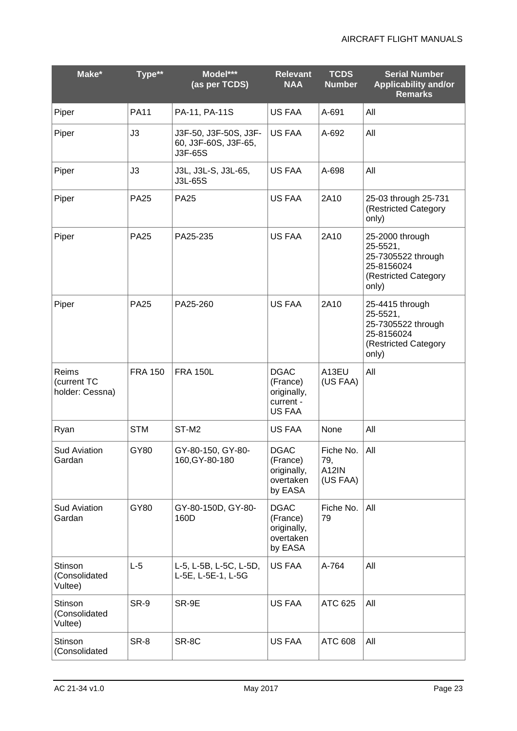| Make* | Type** | Model*** (as per TCDS) | Relevant NAA | TCDS Number | Serial Number Applicability and/or Remarks |
|---|---|---|---|---|---|
| Piper | PA11 | PA-11, PA-11S | US FAA | A-691 | All |
| Piper | J3 | J3F-50, J3F-50S, J3F-60, J3F-60S, J3F-65, J3F-65S | US FAA | A-692 | All |
| Piper | J3 | J3L, J3L-S, J3L-65, J3L-65S | US FAA | A-698 | All |
| Piper | PA25 | PA25 | US FAA | 2A10 | 25-03 through 25-731 (Restricted Category only) |
| Piper | PA25 | PA25-235 | US FAA | 2A10 | 25-2000 through 25-5521, 25-7305522 through 25-8156024 (Restricted Category only) |
| Piper | PA25 | PA25-260 | US FAA | 2A10 | 25-4415 through 25-5521, 25-7305522 through 25-8156024 (Restricted Category only) |
| Reims (current TC holder: Cessna) | FRA 150 | FRA 150L | DGAC (France) originally, current - US FAA | A13EU (US FAA) | All |
| Ryan | STM | ST-M2 | US FAA | None | All |
| Sud Aviation Gardan | GY80 | GY-80-150, GY-80-160,GY-80-180 | DGAC (France) originally, overtaken by EASA | Fiche No. 79, A12IN (US FAA) | All |
| Sud Aviation Gardan | GY80 | GY-80-150D, GY-80-160D | DGAC (France) originally, overtaken by EASA | Fiche No. 79 | All |
| Stinson (Consolidated Vultee) | L-5 | L-5, L-5B, L-5C, L-5D, L-5E, L-5E-1, L-5G | US FAA | A-764 | All |
| Stinson (Consolidated Vultee) | SR-9 | SR-9E | US FAA | ATC 625 | All |
| Stinson (Consolidated | SR-8 | SR-8C | US FAA | ATC 608 | All |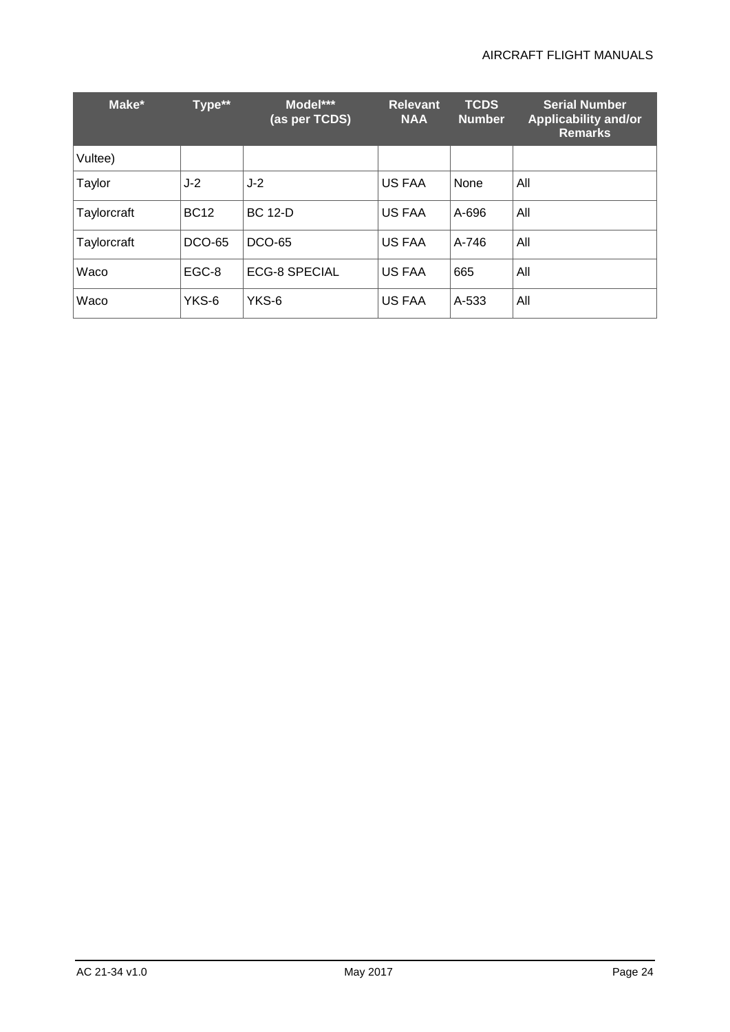| Make* | Type** | Model*** (as per TCDS) | Relevant NAA | TCDS Number | Serial Number Applicability and/or Remarks |
|---|---|---|---|---|---|
| Vultee) | | | | | |
| Taylor | J-2 | J-2 | US FAA | None | All |
| Taylorcraft | BC12 | BC 12-D | US FAA | A-696 | All |
| Taylorcraft | DCO-65 | DCO-65 | US FAA | A-746 | All |
| Waco | EGC-8 | ECG-8 SPECIAL | US FAA | 665 | All |
| Waco | YKS-6 | YKS-6 | US FAA | A-533 | All |